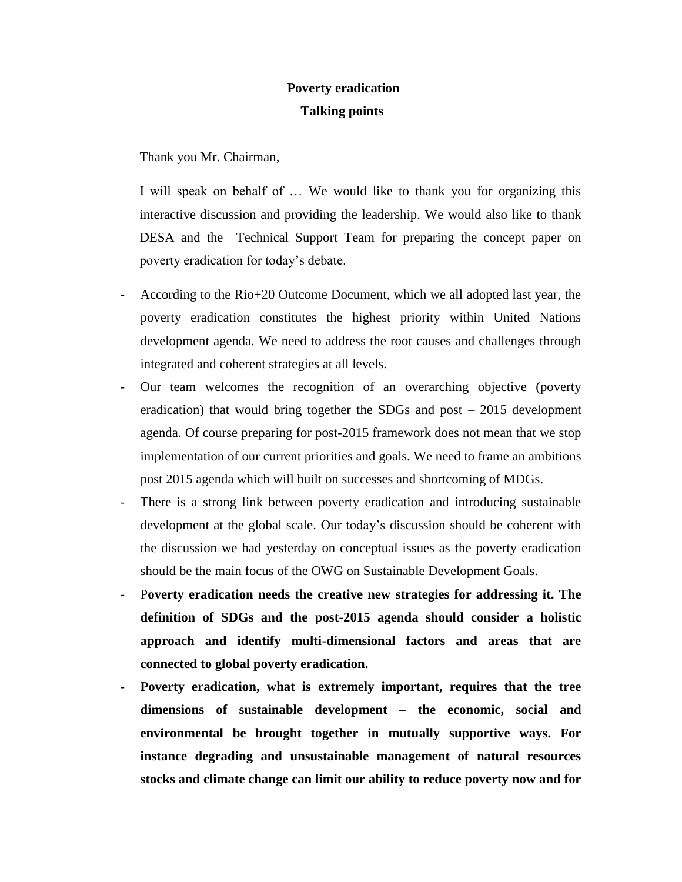**Poverty eradication**

**Talking points**

Thank you Mr. Chairman,

I will speak on behalf of … We would like to thank you for organizing this interactive discussion and providing the leadership. We would also like to thank DESA and the Technical Support Team for preparing the concept paper on poverty eradication for today's debate.

- According to the Rio+20 Outcome Document, which we all adopted last year, the poverty eradication constitutes the highest priority within United Nations development agenda. We need to address the root causes and challenges through integrated and coherent strategies at all levels.
- Our team welcomes the recognition of an overarching objective (poverty eradication) that would bring together the SDGs and post – 2015 development agenda. Of course preparing for post-2015 framework does not mean that we stop implementation of our current priorities and goals. We need to frame an ambitions post 2015 agenda which will built on successes and shortcoming of MDGs.
- There is a strong link between poverty eradication and introducing sustainable development at the global scale. Our today's discussion should be coherent with the discussion we had yesterday on conceptual issues as the poverty eradication should be the main focus of the OWG on Sustainable Development Goals.
- P**overty eradication needs the creative new strategies for addressing it. The definition of SDGs and the post-2015 agenda should consider a holistic approach and identify multi-dimensional factors and areas that are connected to global poverty eradication.**
- **Poverty eradication, what is extremely important, requires that the tree dimensions of sustainable development – the economic, social and environmental be brought together in mutually supportive ways. For instance degrading and unsustainable management of natural resources stocks and climate change can limit our ability to reduce poverty now and for**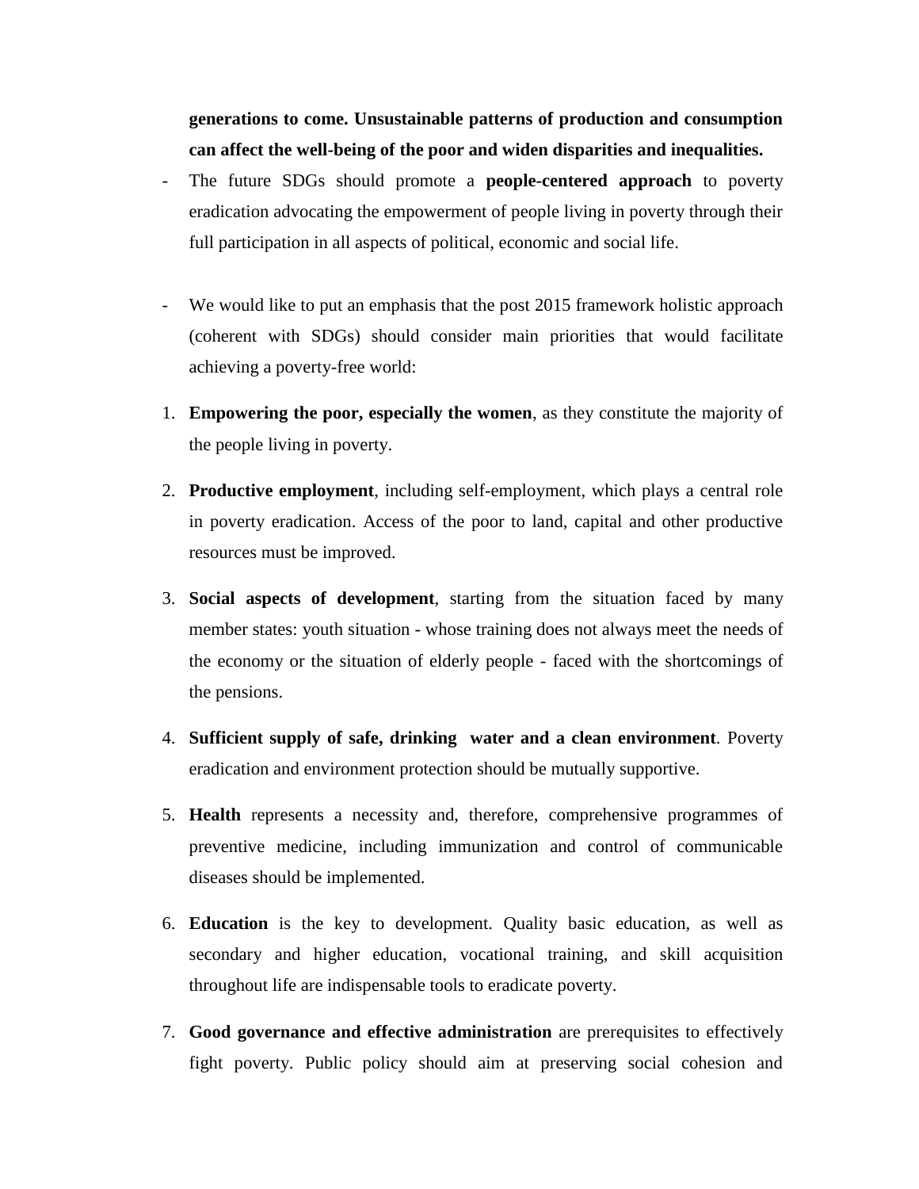**generations to come. Unsustainable patterns of production and consumption can affect the well-being of the poor and widen disparities and inequalities.**

- The future SDGs should promote a **people-centered approach** to poverty eradication advocating the empowerment of people living in poverty through their full participation in all aspects of political, economic and social life.

- We would like to put an emphasis that the post 2015 framework holistic approach (coherent with SDGs) should consider main priorities that would facilitate achieving a poverty-free world:

1. **Empowering the poor, especially the women**, as they constitute the majority of the people living in poverty.
2. **Productive employment**, including self-employment, which plays a central role in poverty eradication. Access of the poor to land, capital and other productive resources must be improved.
3. **Social aspects of development**, starting from the situation faced by many member states: youth situation - whose training does not always meet the needs of the economy or the situation of elderly people - faced with the shortcomings of the pensions.
4. **Sufficient supply of safe, drinking water and a clean environment**. Poverty eradication and environment protection should be mutually supportive.
5. **Health** represents a necessity and, therefore, comprehensive programmes of preventive medicine, including immunization and control of communicable diseases should be implemented.
6. **Education** is the key to development. Quality basic education, as well as secondary and higher education, vocational training, and skill acquisition throughout life are indispensable tools to eradicate poverty.
7. **Good governance and effective administration** are prerequisites to effectively fight poverty. Public policy should aim at preserving social cohesion and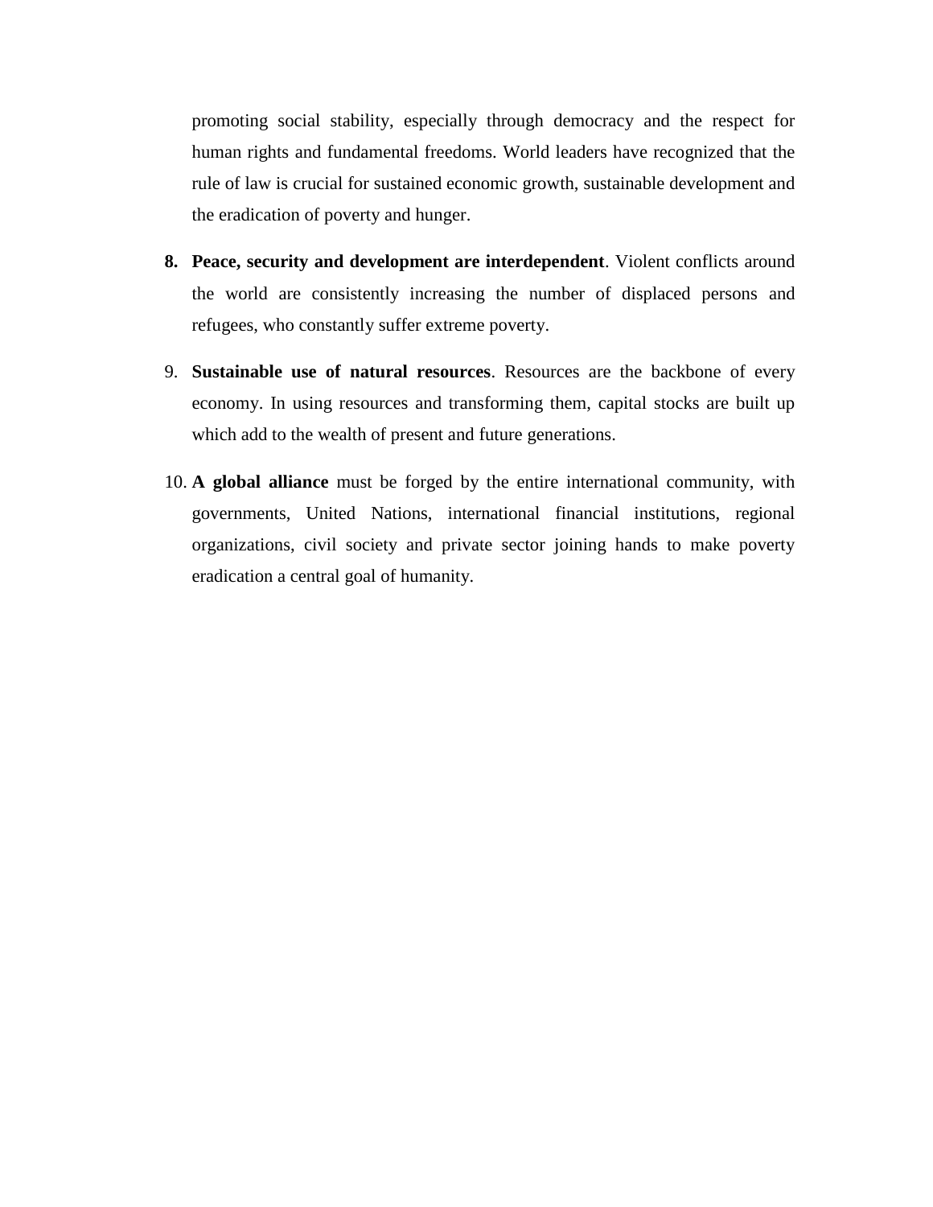promoting social stability, especially through democracy and the respect for human rights and fundamental freedoms. World leaders have recognized that the rule of law is crucial for sustained economic growth, sustainable development and the eradication of poverty and hunger.

8. **Peace, security and development are interdependent**. Violent conflicts around the world are consistently increasing the number of displaced persons and refugees, who constantly suffer extreme poverty.

9. **Sustainable use of natural resources**. Resources are the backbone of every economy. In using resources and transforming them, capital stocks are built up which add to the wealth of present and future generations.

10. **A global alliance** must be forged by the entire international community, with governments, United Nations, international financial institutions, regional organizations, civil society and private sector joining hands to make poverty eradication a central goal of humanity.